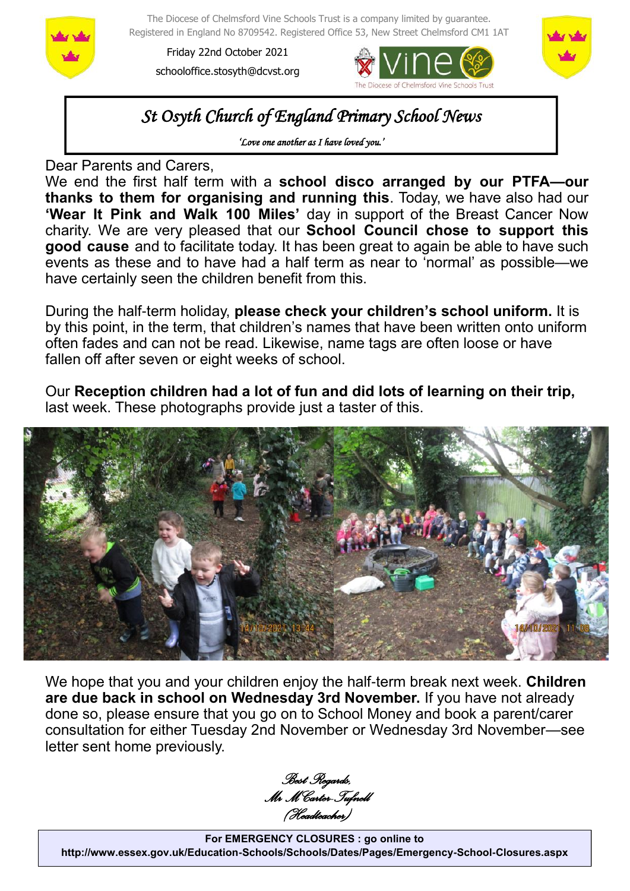The Diocese of Chelmsford Vine Schools Trust is a company limited by guarantee.
Registered in England No 8709542. Registered Office 53, New Street Chelmsford CM1 1AT

Friday 22nd October 2021

schooloffice.stosyth@dcvst.org

# *St Osyth Church of England Primary School News*

*'Love one another as I have loved you.'*

Dear Parents and Carers,

We end the first half term with a **school disco arranged by our PTFA—our thanks to them for organising and running this**. Today, we have also had our **'Wear It Pink and Walk 100 Miles'** day in support of the Breast Cancer Now charity. We are very pleased that our **School Council chose to support this good cause** and to facilitate today. It has been great to again be able to have such events as these and to have had a half term as near to 'normal' as possible—we have certainly seen the children benefit from this.

During the half-term holiday, **please check your children's school uniform.** It is by this point, in the term, that children's names that have been written onto uniform often fades and can not be read. Likewise, name tags are often loose or have fallen off after seven or eight weeks of school.

Our **Reception children had a lot of fun and did lots of learning on their trip,** last week. These photographs provide just a taster of this.

We hope that you and your children enjoy the half-term break next week. **Children are due back in school on Wednesday 3rd November.** If you have not already done so, please ensure that you go on to School Money and book a parent/carer consultation for either Tuesday 2nd November or Wednesday 3rd November—see letter sent home previously.

*Best Regards,*
*Mr M Carter-Tufnell*
*(Headteacher)*

**For EMERGENCY CLOSURES : go online to**
**http://www.essex.gov.uk/Education-Schools/Schools/Dates/Pages/Emergency-School-Closures.aspx**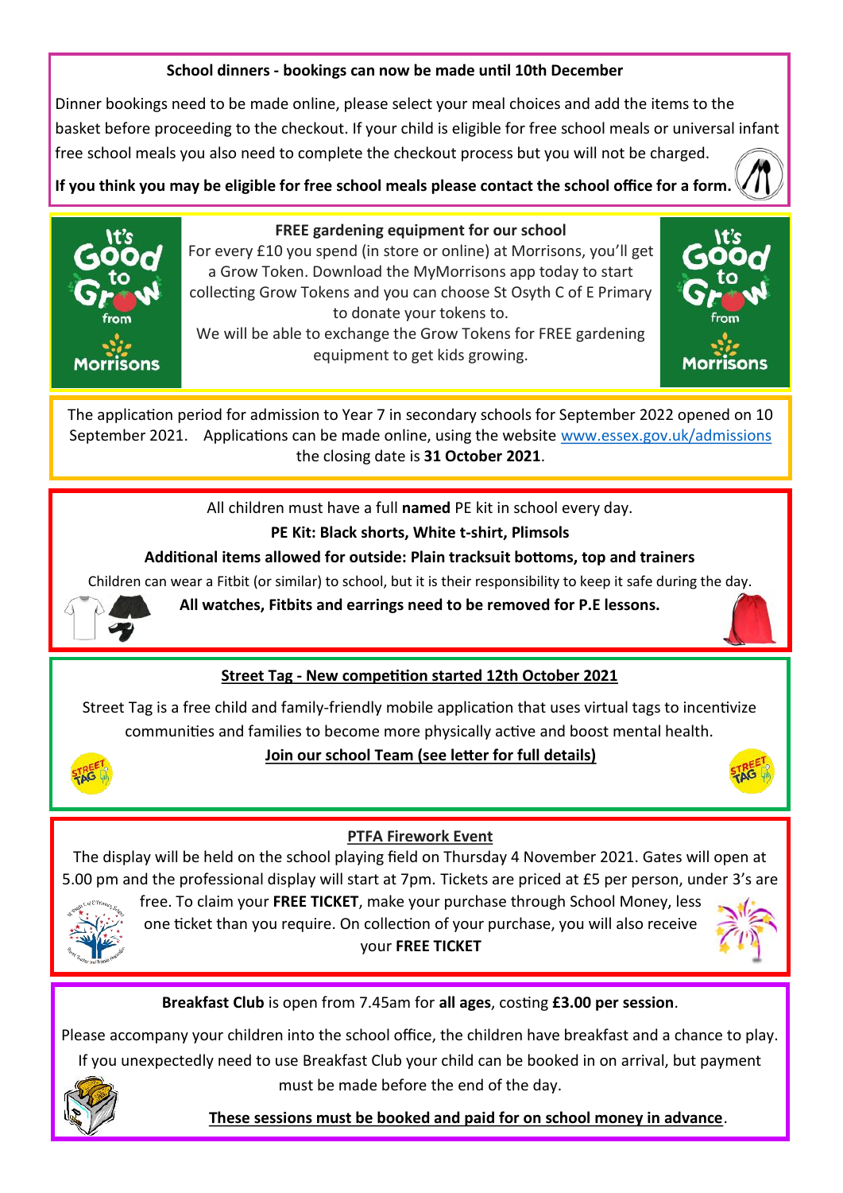### School dinners - bookings can now be made until 10th December

Dinner bookings need to be made online, please select your meal choices and add the items to the basket before proceeding to the checkout. If your child is eligible for free school meals or universal infant free school meals you also need to complete the checkout process but you will not be charged.

**If you think you may be eligible for free school meals please contact the school office for a form.**

### FREE gardening equipment for our school

For every £10 you spend (in store or online) at Morrisons, you'll get a Grow Token. Download the MyMorrisons app today to start collecting Grow Tokens and you can choose St Osyth C of E Primary to donate your tokens to.

We will be able to exchange the Grow Tokens for FREE gardening equipment to get kids growing.

The application period for admission to Year 7 in secondary schools for September 2022 opened on 10 September 2021. Applications can be made online, using the website www.essex.gov.uk/admissions the closing date is **31 October 2021**.

All children must have a full **named** PE kit in school every day.

**PE Kit: Black shorts, White t-shirt, Plimsols**

**Additional items allowed for outside: Plain tracksuit bottoms, top and trainers**

Children can wear a Fitbit (or similar) to school, but it is their responsibility to keep it safe during the day.

**All watches, Fitbits and earrings need to be removed for P.E lessons.**

### Street Tag - New competition started 12th October 2021

Street Tag is a free child and family-friendly mobile application that uses virtual tags to incentivize communities and families to become more physically active and boost mental health.

**Join our school Team (see letter for full details)**

### PTFA Firework Event

The display will be held on the school playing field on Thursday 4 November 2021. Gates will open at 5.00 pm and the professional display will start at 7pm. Tickets are priced at £5 per person, under 3's are free. To claim your **FREE TICKET**, make your purchase through School Money, less one ticket than you require. On collection of your purchase, you will also receive your **FREE TICKET**

**Breakfast Club** is open from 7.45am for **all ages**, costing **£3.00 per session**.

Please accompany your children into the school office, the children have breakfast and a chance to play. If you unexpectedly need to use Breakfast Club your child can be booked in on arrival, but payment must be made before the end of the day.

**These sessions must be booked and paid for on school money in advance**.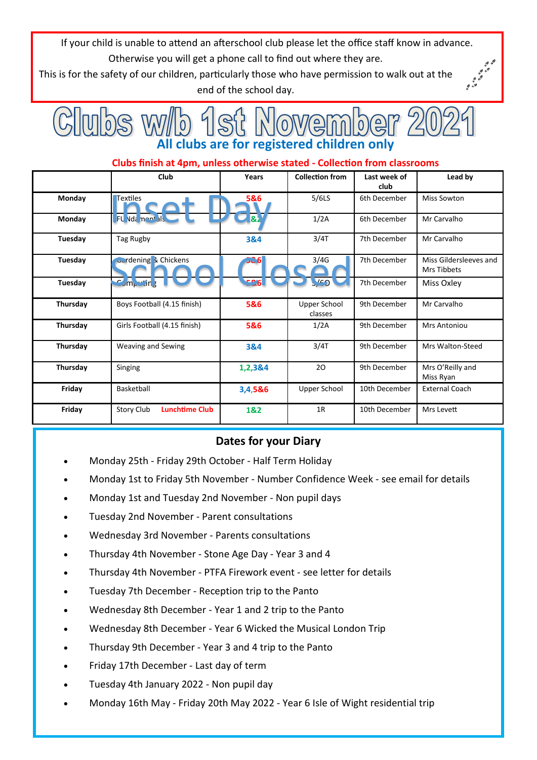If your child is unable to attend an afterschool club please let the office staff know in advance. Otherwise you will get a phone call to find out where they are.
This is for the safety of our children, particularly those who have permission to walk out at the end of the school day.

# Clubs w/b 1st November 2021

## All clubs are for registered children only

**Clubs finish at 4pm, unless otherwise stated - Collection from classrooms**

| | Club | Years | Collection from | Last week of club | Lead by |
|---|---|---|---|---|---|
| **Monday** | Textiles | 5&6 | 5/6LS | 6th December | Miss Sowton |
| **Monday** | FUNdamentals | 1&2 | 1/2A | 6th December | Mr Carvalho |
| **Tuesday** | Tag Rugby | 3&4 | 3/4T | 7th December | Mr Carvalho |
| **Tuesday** | Gardening & Chickens | 5&6 | 3/4G | 7th December | Miss Gildersleeves and Mrs Tibbets |
| **Tuesday** | Computing | 5&6 | 5/6O | 7th December | Miss Oxley |
| **Thursday** | Boys Football (4.15 finish) | 5&6 | Upper School classes | 9th December | Mr Carvalho |
| **Thursday** | Girls Football (4.15 finish) | 5&6 | 1/2A | 9th December | Mrs Antoniou |
| **Thursday** | Weaving and Sewing | 3&4 | 3/4T | 9th December | Mrs Walton-Steed |
| **Thursday** | Singing | 1,2,3&4 | 2O | 9th December | Mrs O'Reilly and Miss Ryan |
| **Friday** | Basketball | 3,4,5&6 | Upper School | 10th December | External Coach |
| **Friday** | Story Club **Lunchtime Club** | 1&2 | 1R | 10th December | Mrs Levett |

Inset Day

School Closed

## Dates for your Diary

- Monday 25th - Friday 29th October - Half Term Holiday
- Monday 1st to Friday 5th November - Number Confidence Week - see email for details
- Monday 1st and Tuesday 2nd November - Non pupil days
- Tuesday 2nd November - Parent consultations
- Wednesday 3rd November - Parents consultations
- Thursday 4th November - Stone Age Day - Year 3 and 4
- Thursday 4th November - PTFA Firework event - see letter for details
- Tuesday 7th December - Reception trip to the Panto
- Wednesday 8th December - Year 1 and 2 trip to the Panto
- Wednesday 8th December - Year 6 Wicked the Musical London Trip
- Thursday 9th December - Year 3 and 4 trip to the Panto
- Friday 17th December - Last day of term
- Tuesday 4th January 2022 - Non pupil day
- Monday 16th May - Friday 20th May 2022 - Year 6 Isle of Wight residential trip